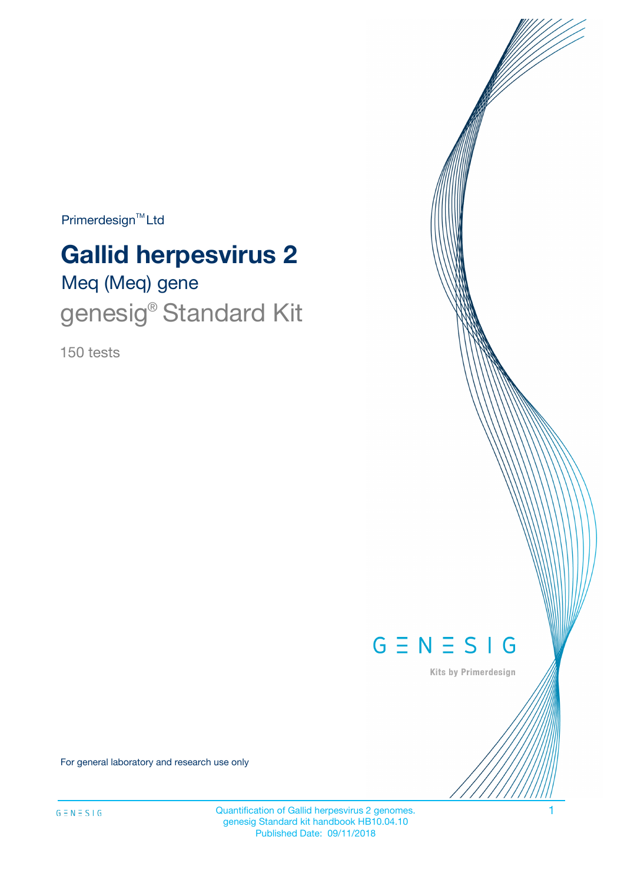Primerdesign™ Ltd

# Gallid herpesvirus 2

## Meq (Meq) gene

## genesig® Standard Kit

150 tests

GENESIG

Kits by Primerdesign

For general laboratory and research use only

Quantification of Gallid herpesvirus 2 genomes.
genesig Standard kit handbook HB10.04.10
Published Date: 09/11/2018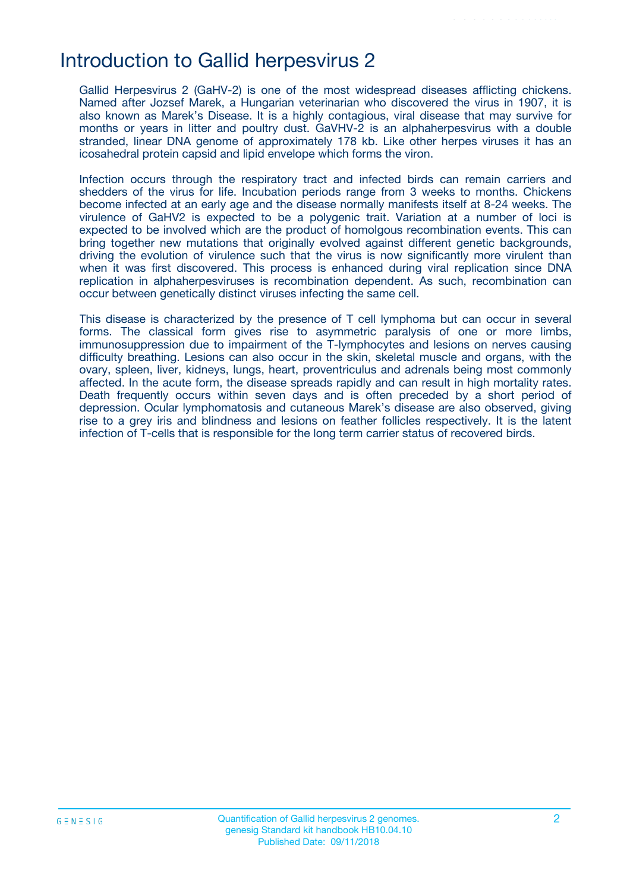# Introduction to Gallid herpesvirus 2

Gallid Herpesvirus 2 (GaHV-2) is one of the most widespread diseases afflicting chickens. Named after Jozsef Marek, a Hungarian veterinarian who discovered the virus in 1907, it is also known as Marek's Disease. It is a highly contagious, viral disease that may survive for months or years in litter and poultry dust. GaVHV-2 is an alphaherpesvirus with a double stranded, linear DNA genome of approximately 178 kb. Like other herpes viruses it has an icosahedral protein capsid and lipid envelope which forms the viron.

Infection occurs through the respiratory tract and infected birds can remain carriers and shedders of the virus for life. Incubation periods range from 3 weeks to months. Chickens become infected at an early age and the disease normally manifests itself at 8-24 weeks. The virulence of GaHV2 is expected to be a polygenic trait. Variation at a number of loci is expected to be involved which are the product of homolgous recombination events. This can bring together new mutations that originally evolved against different genetic backgrounds, driving the evolution of virulence such that the virus is now significantly more virulent than when it was first discovered. This process is enhanced during viral replication since DNA replication in alphaherpesviruses is recombination dependent. As such, recombination can occur between genetically distinct viruses infecting the same cell.

This disease is characterized by the presence of T cell lymphoma but can occur in several forms. The classical form gives rise to asymmetric paralysis of one or more limbs, immunosuppression due to impairment of the T-lymphocytes and lesions on nerves causing difficulty breathing. Lesions can also occur in the skin, skeletal muscle and organs, with the ovary, spleen, liver, kidneys, lungs, heart, proventriculus and adrenals being most commonly affected. In the acute form, the disease spreads rapidly and can result in high mortality rates. Death frequently occurs within seven days and is often preceded by a short period of depression. Ocular lymphomatosis and cutaneous Marek's disease are also observed, giving rise to a grey iris and blindness and lesions on feather follicles respectively. It is the latent infection of T-cells that is responsible for the long term carrier status of recovered birds.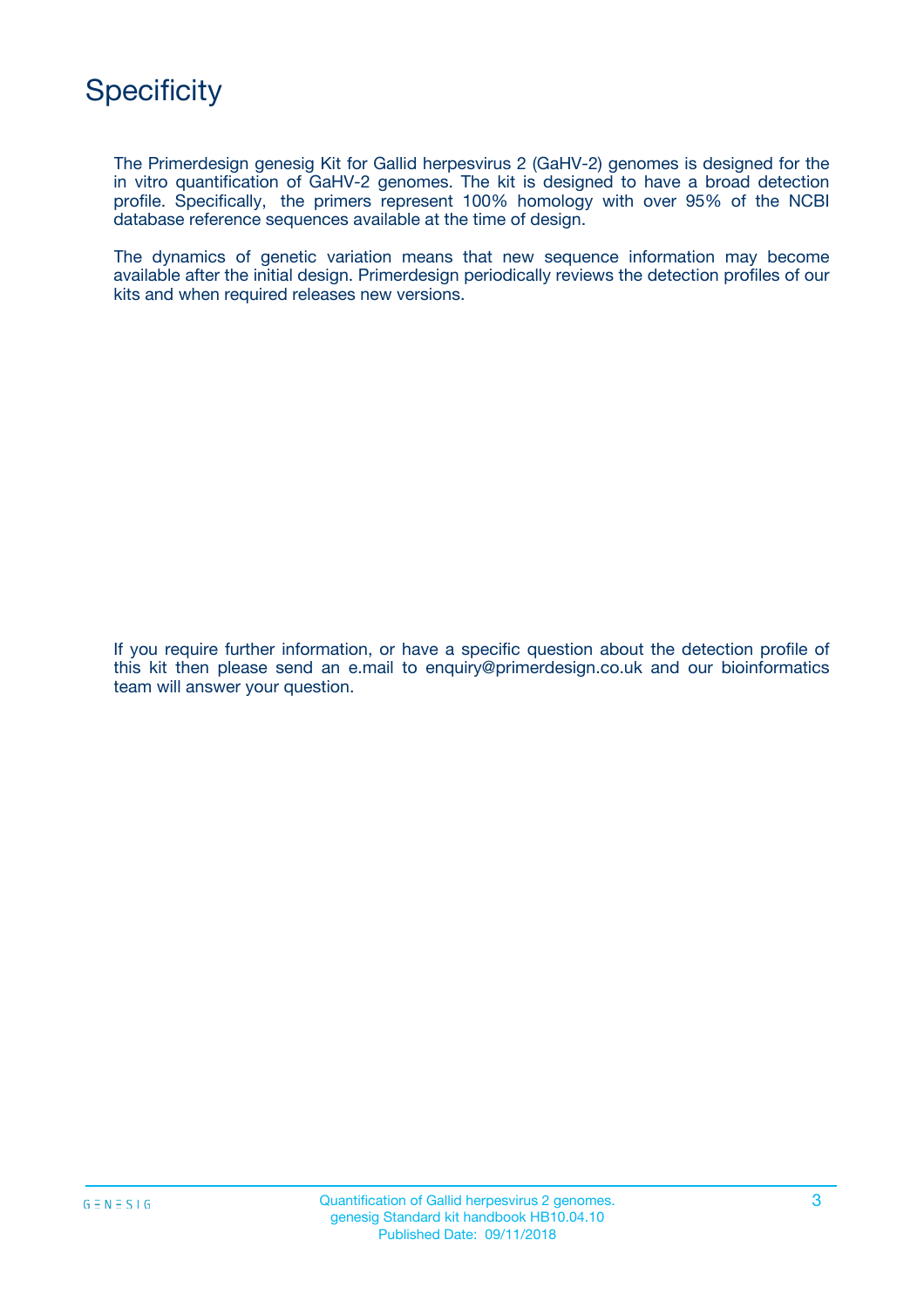# Specificity

The Primerdesign genesig Kit for Gallid herpesvirus 2 (GaHV-2) genomes is designed for the in vitro quantification of GaHV-2 genomes. The kit is designed to have a broad detection profile. Specifically, the primers represent 100% homology with over 95% of the NCBI database reference sequences available at the time of design.

The dynamics of genetic variation means that new sequence information may become available after the initial design. Primerdesign periodically reviews the detection profiles of our kits and when required releases new versions.

If you require further information, or have a specific question about the detection profile of this kit then please send an e.mail to enquiry@primerdesign.co.uk and our bioinformatics team will answer your question.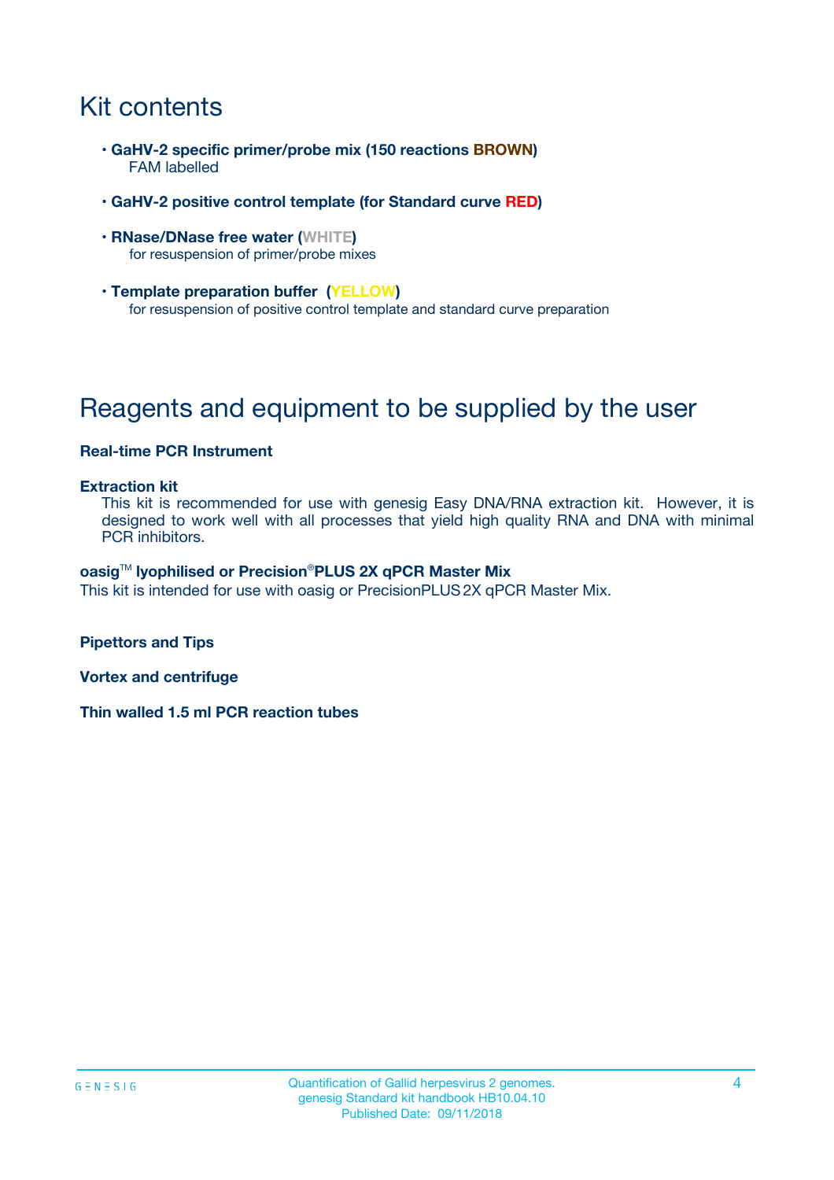# Kit contents

- **GaHV-2 specific primer/probe mix (150 reactions BROWN)**
  FAM labelled
- **GaHV-2 positive control template (for Standard curve RED)**
- **RNase/DNase free water (WHITE)**
  for resuspension of primer/probe mixes
- **Template preparation buffer (YELLOW)**
  for resuspension of positive control template and standard curve preparation

# Reagents and equipment to be supplied by the user

**Real-time PCR Instrument**

**Extraction kit**

This kit is recommended for use with genesig Easy DNA/RNA extraction kit. However, it is designed to work well with all processes that yield high quality RNA and DNA with minimal PCR inhibitors.

**oasig™ lyophilised or Precision®PLUS 2X qPCR Master Mix**

This kit is intended for use with oasig or PrecisionPLUS 2X qPCR Master Mix.

**Pipettors and Tips**

**Vortex and centrifuge**

**Thin walled 1.5 ml PCR reaction tubes**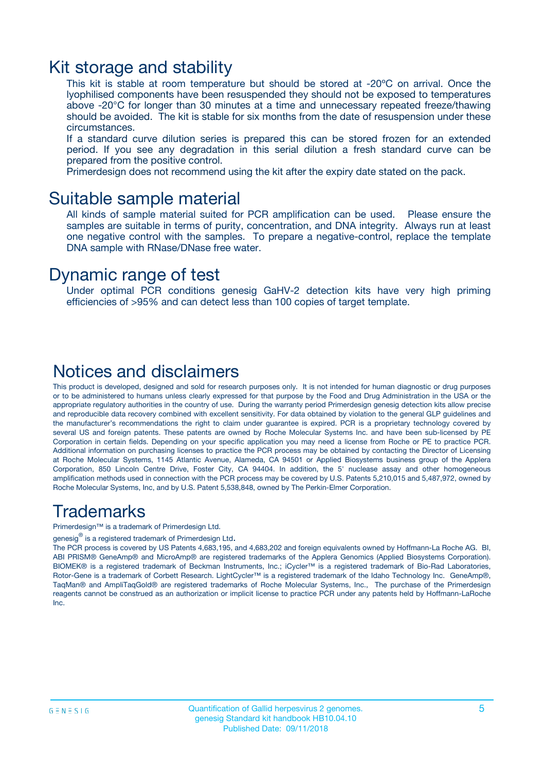# Kit storage and stability

This kit is stable at room temperature but should be stored at -20ºC on arrival. Once the lyophilised components have been resuspended they should not be exposed to temperatures above -20°C for longer than 30 minutes at a time and unnecessary repeated freeze/thawing should be avoided. The kit is stable for six months from the date of resuspension under these circumstances.

If a standard curve dilution series is prepared this can be stored frozen for an extended period. If you see any degradation in this serial dilution a fresh standard curve can be prepared from the positive control.

Primerdesign does not recommend using the kit after the expiry date stated on the pack.

# Suitable sample material

All kinds of sample material suited for PCR amplification can be used. Please ensure the samples are suitable in terms of purity, concentration, and DNA integrity. Always run at least one negative control with the samples. To prepare a negative-control, replace the template DNA sample with RNase/DNase free water.

# Dynamic range of test

Under optimal PCR conditions genesig GaHV-2 detection kits have very high priming efficiencies of >95% and can detect less than 100 copies of target template.

# Notices and disclaimers

This product is developed, designed and sold for research purposes only. It is not intended for human diagnostic or drug purposes or to be administered to humans unless clearly expressed for that purpose by the Food and Drug Administration in the USA or the appropriate regulatory authorities in the country of use. During the warranty period Primerdesign genesig detection kits allow precise and reproducible data recovery combined with excellent sensitivity. For data obtained by violation to the general GLP guidelines and the manufacturer's recommendations the right to claim under guarantee is expired. PCR is a proprietary technology covered by several US and foreign patents. These patents are owned by Roche Molecular Systems Inc. and have been sub-licensed by PE Corporation in certain fields. Depending on your specific application you may need a license from Roche or PE to practice PCR. Additional information on purchasing licenses to practice the PCR process may be obtained by contacting the Director of Licensing at Roche Molecular Systems, 1145 Atlantic Avenue, Alameda, CA 94501 or Applied Biosystems business group of the Applera Corporation, 850 Lincoln Centre Drive, Foster City, CA 94404. In addition, the 5' nuclease assay and other homogeneous amplification methods used in connection with the PCR process may be covered by U.S. Patents 5,210,015 and 5,487,972, owned by Roche Molecular Systems, Inc, and by U.S. Patent 5,538,848, owned by The Perkin-Elmer Corporation.

# Trademarks

Primerdesign™ is a trademark of Primerdesign Ltd.

genesig® is a registered trademark of Primerdesign Ltd.

The PCR process is covered by US Patents 4,683,195, and 4,683,202 and foreign equivalents owned by Hoffmann-La Roche AG. BI, ABI PRISM® GeneAmp® and MicroAmp® are registered trademarks of the Applera Genomics (Applied Biosystems Corporation). BIOMEK® is a registered trademark of Beckman Instruments, Inc.; iCycler™ is a registered trademark of Bio-Rad Laboratories, Rotor-Gene is a trademark of Corbett Research. LightCycler™ is a registered trademark of the Idaho Technology Inc. GeneAmp®, TaqMan® and AmpliTaqGold® are registered trademarks of Roche Molecular Systems, Inc., The purchase of the Primerdesign reagents cannot be construed as an authorization or implicit license to practice PCR under any patents held by Hoffmann-LaRoche Inc.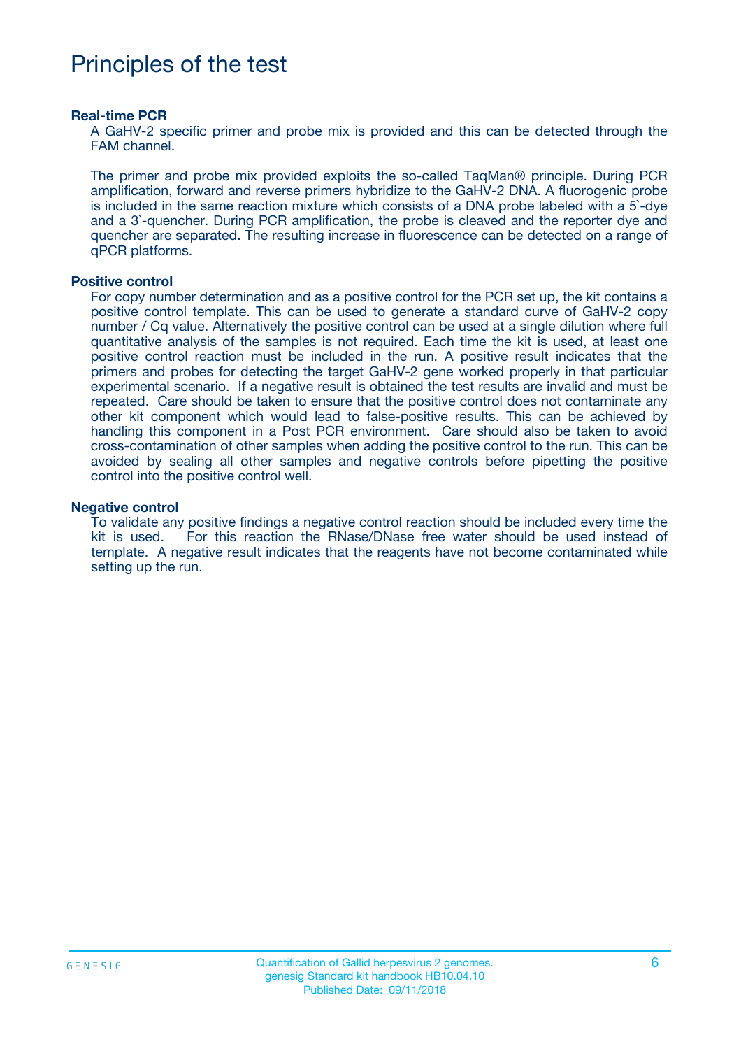# Principles of the test

**Real-time PCR**

A GaHV-2 specific primer and probe mix is provided and this can be detected through the FAM channel.

The primer and probe mix provided exploits the so-called TaqMan® principle. During PCR amplification, forward and reverse primers hybridize to the GaHV-2 DNA. A fluorogenic probe is included in the same reaction mixture which consists of a DNA probe labeled with a 5`-dye and a 3`-quencher. During PCR amplification, the probe is cleaved and the reporter dye and quencher are separated. The resulting increase in fluorescence can be detected on a range of qPCR platforms.

**Positive control**

For copy number determination and as a positive control for the PCR set up, the kit contains a positive control template. This can be used to generate a standard curve of GaHV-2 copy number / Cq value. Alternatively the positive control can be used at a single dilution where full quantitative analysis of the samples is not required. Each time the kit is used, at least one positive control reaction must be included in the run. A positive result indicates that the primers and probes for detecting the target GaHV-2 gene worked properly in that particular experimental scenario. If a negative result is obtained the test results are invalid and must be repeated. Care should be taken to ensure that the positive control does not contaminate any other kit component which would lead to false-positive results. This can be achieved by handling this component in a Post PCR environment. Care should also be taken to avoid cross-contamination of other samples when adding the positive control to the run. This can be avoided by sealing all other samples and negative controls before pipetting the positive control into the positive control well.

**Negative control**

To validate any positive findings a negative control reaction should be included every time the kit is used. For this reaction the RNase/DNase free water should be used instead of template. A negative result indicates that the reagents have not become contaminated while setting up the run.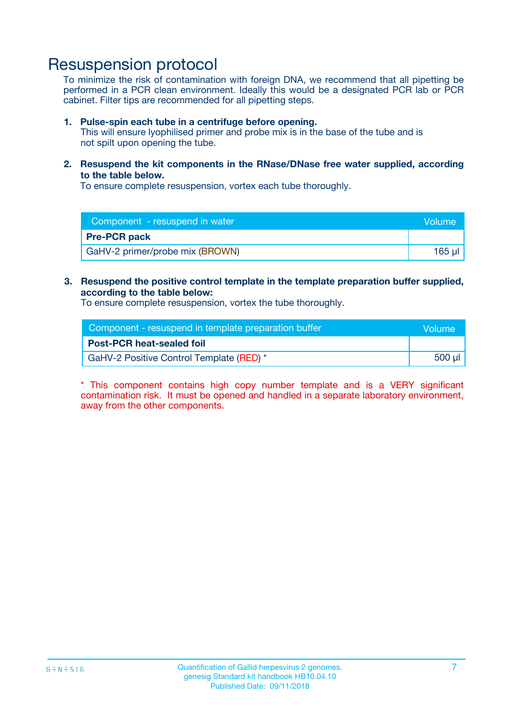# Resuspension protocol

To minimize the risk of contamination with foreign DNA, we recommend that all pipetting be performed in a PCR clean environment. Ideally this would be a designated PCR lab or PCR cabinet. Filter tips are recommended for all pipetting steps.

1. **Pulse-spin each tube in a centrifuge before opening.**
   This will ensure lyophilised primer and probe mix is in the base of the tube and is not spilt upon opening the tube.

2. **Resuspend the kit components in the RNase/DNase free water supplied, according to the table below.**
   To ensure complete resuspension, vortex each tube thoroughly.

| Component - resuspend in water | Volume |
|---|---|
| **Pre-PCR pack** | |
| GaHV-2 primer/probe mix (BROWN) | 165 µl |

3. **Resuspend the positive control template in the template preparation buffer supplied, according to the table below:**
   To ensure complete resuspension, vortex the tube thoroughly.

| Component - resuspend in template preparation buffer | Volume |
|---|---|
| **Post-PCR heat-sealed foil** | |
| GaHV-2 Positive Control Template (RED) * | 500 µl |

* This component contains high copy number template and is a VERY significant contamination risk. It must be opened and handled in a separate laboratory environment, away from the other components.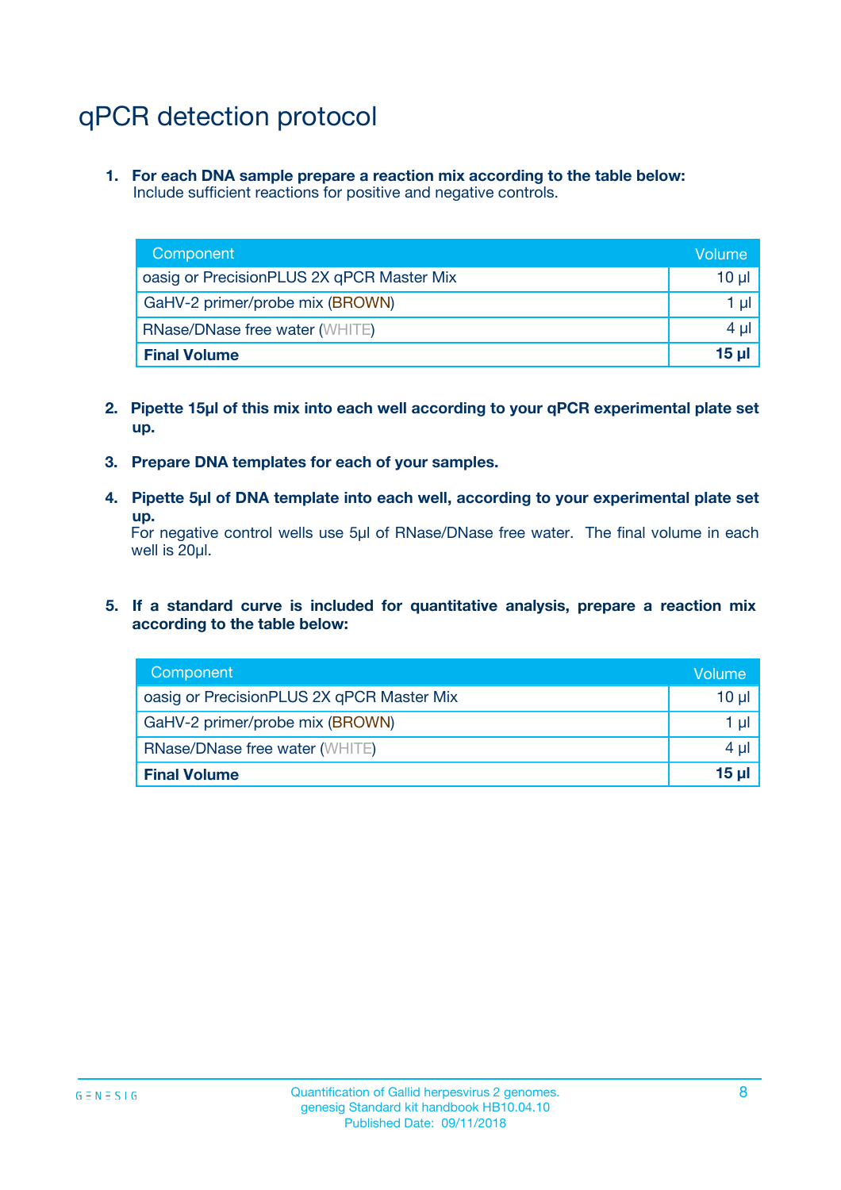# qPCR detection protocol

1. **For each DNA sample prepare a reaction mix according to the table below:**
   Include sufficient reactions for positive and negative controls.

| Component | Volume |
|---|---|
| oasig or PrecisionPLUS 2X qPCR Master Mix | 10 µl |
| GaHV-2 primer/probe mix (BROWN) | 1 µl |
| RNase/DNase free water (WHITE) | 4 µl |
| **Final Volume** | **15 µl** |

2. **Pipette 15µl of this mix into each well according to your qPCR experimental plate set up.**

3. **Prepare DNA templates for each of your samples.**

4. **Pipette 5µl of DNA template into each well, according to your experimental plate set up.**
   For negative control wells use 5µl of RNase/DNase free water. The final volume in each well is 20µl.

5. **If a standard curve is included for quantitative analysis, prepare a reaction mix according to the table below:**

| Component | Volume |
|---|---|
| oasig or PrecisionPLUS 2X qPCR Master Mix | 10 µl |
| GaHV-2 primer/probe mix (BROWN) | 1 µl |
| RNase/DNase free water (WHITE) | 4 µl |
| **Final Volume** | **15 µl** |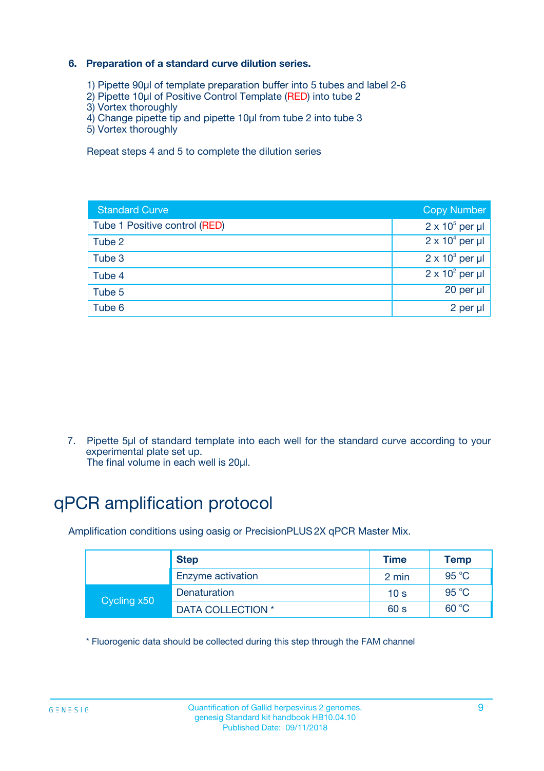### 6. Preparation of a standard curve dilution series.

1) Pipette 90µl of template preparation buffer into 5 tubes and label 2-6
2) Pipette 10µl of Positive Control Template (RED) into tube 2
3) Vortex thoroughly
4) Change pipette tip and pipette 10µl from tube 2 into tube 3
5) Vortex thoroughly

Repeat steps 4 and 5 to complete the dilution series

| Standard Curve | Copy Number |
|---|---|
| Tube 1 Positive control (RED) | $2 \times 10^5$ per µl |
| Tube 2 | $2 \times 10^4$ per µl |
| Tube 3 | $2 \times 10^3$ per µl |
| Tube 4 | $2 \times 10^2$ per µl |
| Tube 5 | 20 per µl |
| Tube 6 | 2 per µl |

7. Pipette 5µl of standard template into each well for the standard curve according to your experimental plate set up.
The final volume in each well is 20µl.

# qPCR amplification protocol

Amplification conditions using oasig or PrecisionPLUS 2X qPCR Master Mix.

| | Step | Time | Temp |
|---|---|---|---|
| | Enzyme activation | 2 min | 95 °C |
| Cycling x50 | Denaturation | 10 s | 95 °C |
| | DATA COLLECTION * | 60 s | 60 °C |

* Fluorogenic data should be collected during this step through the FAM channel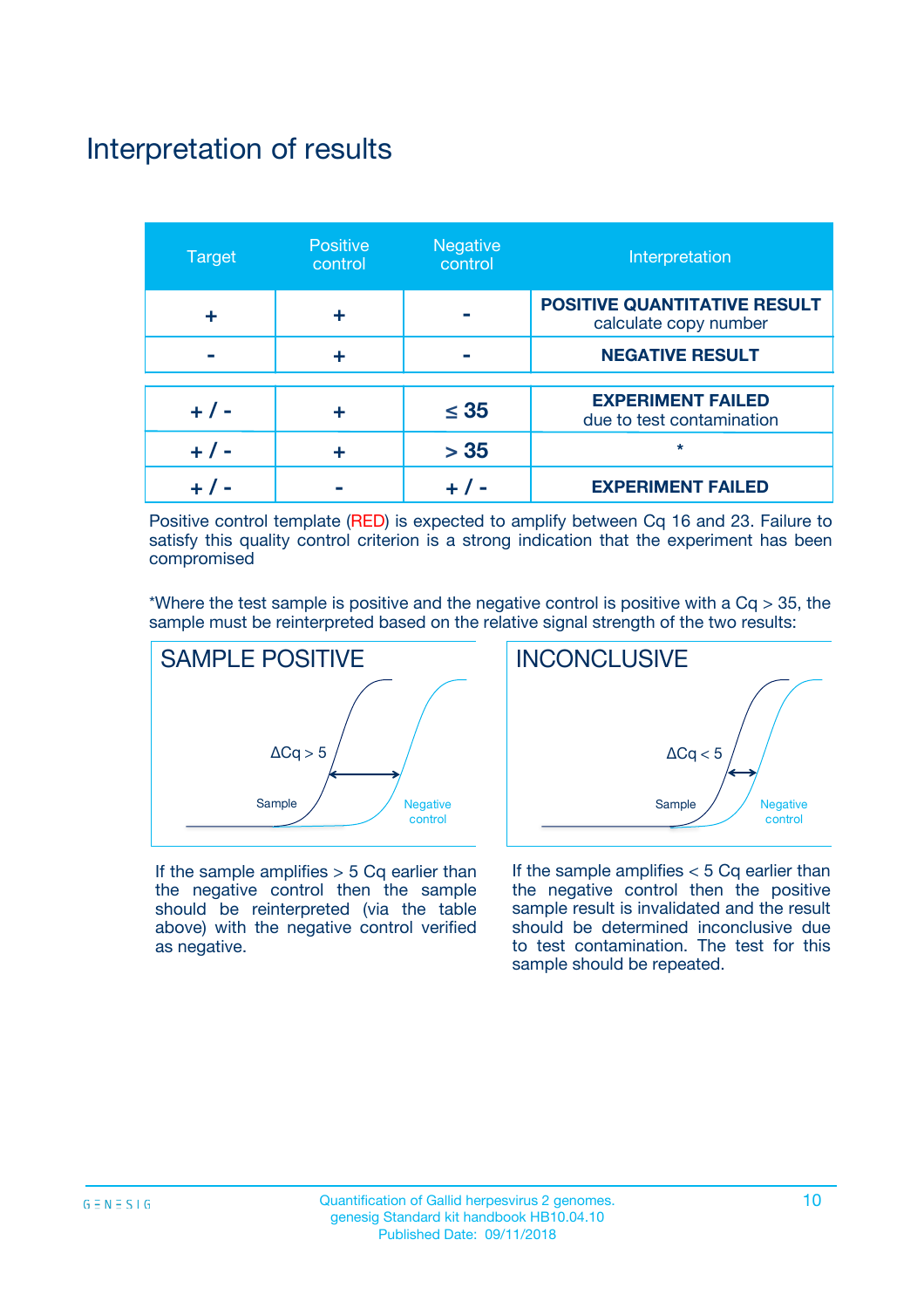# Interpretation of results

| Target | Positive control | Negative control | Interpretation |
|---|---|---|---|
| + | + | - | **POSITIVE QUANTITATIVE RESULT** calculate copy number |
| - | + | - | **NEGATIVE RESULT** |
| + / - | + | ≤ 35 | **EXPERIMENT FAILED** due to test contamination |
| + / - | + | > 35 | * |
| + / - | - | + / - | **EXPERIMENT FAILED** |

Positive control template (RED) is expected to amplify between Cq 16 and 23. Failure to satisfy this quality control criterion is a strong indication that the experiment has been compromised

*Where the test sample is positive and the negative control is positive with a Cq > 35, the sample must be reinterpreted based on the relative signal strength of the two results:

## SAMPLE POSITIVE

ΔCq > 5

Sample

Negative control

If the sample amplifies > 5 Cq earlier than the negative control then the sample should be reinterpreted (via the table above) with the negative control verified as negative.

## INCONCLUSIVE

ΔCq < 5

Sample

Negative control

If the sample amplifies < 5 Cq earlier than the negative control then the positive sample result is invalidated and the result should be determined inconclusive due to test contamination. The test for this sample should be repeated.